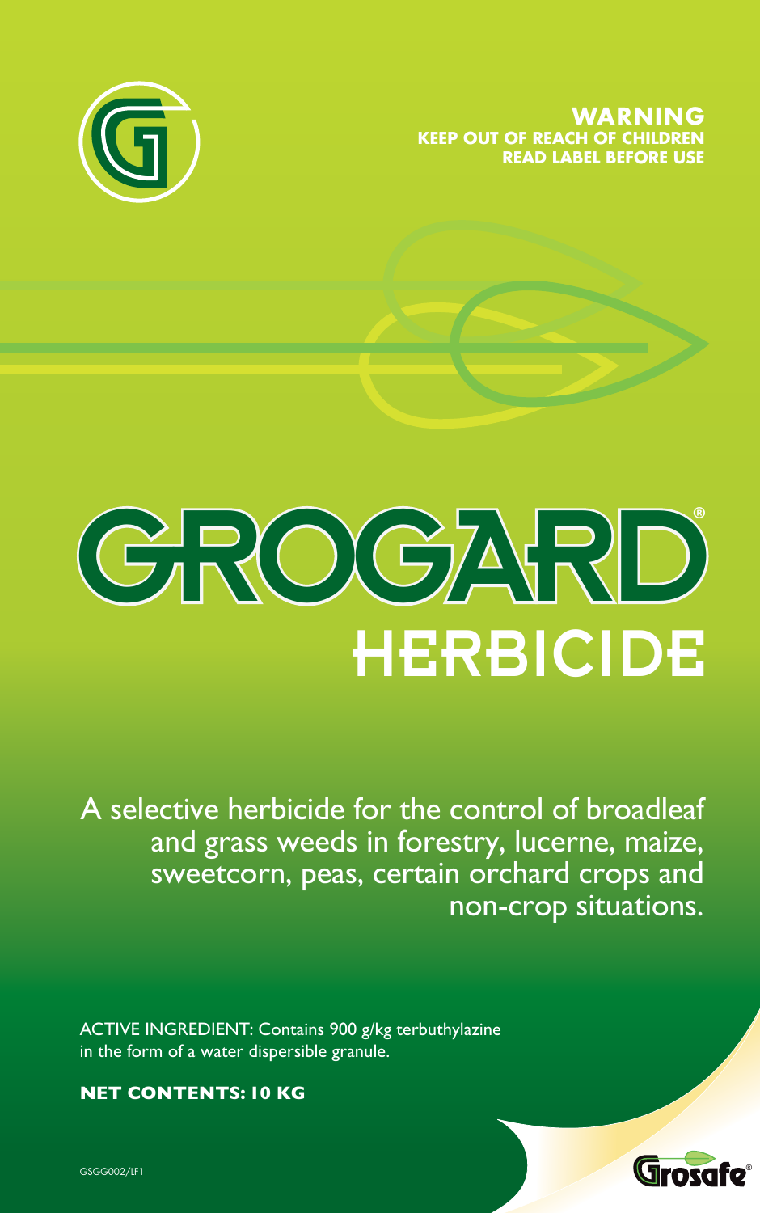**WARNING**
**KEEP OUT OF REACH OF CHILDREN**
**READ LABEL BEFORE USE**

# GROGARD®
## HERBICIDE

A selective herbicide for the control of broadleaf and grass weeds in forestry, lucerne, maize, sweetcorn, peas, certain orchard crops and non-crop situations.

ACTIVE INGREDIENT: Contains 900 g/kg terbuthylazine in the form of a water dispersible granule.

**NET CONTENTS: 10 KG**

GSGG002/LF1

Grosafe®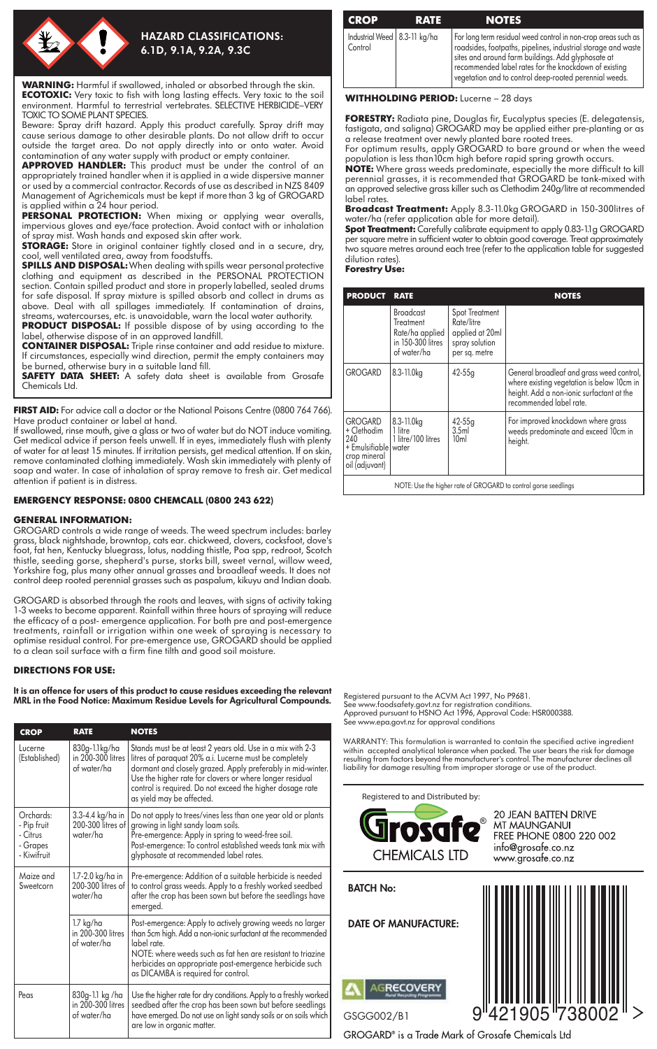## HAZARD CLASSIFICATIONS: 6.1D, 9.1A, 9.2A, 9.3C

**WARNING:** Harmful if swallowed, inhaled or absorbed through the skin.
**ECOTOXIC:** Very toxic to fish with long lasting effects. Very toxic to the soil environment. Harmful to terrestrial vertebrates. SELECTIVE HERBICIDE–VERY TOXIC TO SOME PLANT SPECIES.

Beware: Spray drift hazard. Apply this product carefully. Spray drift may cause serious damage to other desirable plants. Do not allow drift to occur outside the target area. Do not apply directly into or onto water. Avoid contamination of any water supply with product or empty container.

**APPROVED HANDLER:** This product must be under the control of an appropriately trained handler when it is applied in a wide dispersive manner or used by a commercial contractor. Records of use as described in NZS 8409 Management of Agrichemicals must be kept if more than 3 kg of GROGARD is applied within a 24 hour period.

**PERSONAL PROTECTION:** When mixing or applying wear overalls, impervious gloves and eye/face protection. Avoid contact with or inhalation of spray mist. Wash hands and exposed skin after work.

**STORAGE:** Store in original container tightly closed and in a secure, dry, cool, well ventilated area, away from foodstuffs.

**SPILLS AND DISPOSAL:** When dealing with spills wear personal protective clothing and equipment as described in the PERSONAL PROTECTION section. Contain spilled product and store in properly labelled, sealed drums for safe disposal. If spray mixture is spilled absorb and collect in drums as above. Deal with all spillages immediately. If contamination of drains, streams, watercourses, etc. is unavoidable, warn the local water authority.

**PRODUCT DISPOSAL:** If possible dispose of by using according to the label, otherwise dispose of in an approved landfill.

**CONTAINER DISPOSAL:** Triple rinse container and add residue to mixture. If circumstances, especially wind direction, permit the empty containers may be burned, otherwise bury in a suitable land fill.

**SAFETY DATA SHEET:** A safety data sheet is available from Grosafe Chemicals Ltd.

**FIRST AID:** For advice call a doctor or the National Poisons Centre (0800 764 766). Have product container or label at hand.
If swallowed, rinse mouth, give a glass or two of water but do NOT induce vomiting. Get medical advice if person feels unwell. If in eyes, immediately flush with plenty of water for at least 15 minutes. If irritation persists, get medical attention. If on skin, remove contaminated clothing immediately. Wash skin immediately with plenty of soap and water. In case of inhalation of spray remove to fresh air. Get medical attention if patient is in distress.

### EMERGENCY RESPONSE: 0800 CHEMCALL (0800 243 622)

### GENERAL INFORMATION:

GROGARD controls a wide range of weeds. The weed spectrum includes: barley grass, black nightshade, browntop, cats ear, chickweed, clovers, cocksfoot, dove's foot, fat hen, Kentucky bluegrass, lotus, nodding thistle, Poa spp, redroot, Scotch thistle, seeding gorse, shepherd's purse, storks bill, sweet vernal, willow weed, Yorkshire fog, plus many other annual grasses and broadleaf weeds. It does not control deep rooted perennial grasses such as paspalum, kikuyu and Indian doab.

GROGARD is absorbed through the roots and leaves, with signs of activity taking 1-3 weeks to become apparent. Rainfall within three hours of spraying will reduce the efficacy of a post- emergence application. For both pre and post-emergence treatments, rainfall or irrigation within one week of spraying is necessary to optimise residual control. For pre-emergence use, GROGARD should be applied to a clean soil surface with a firm fine tilth and good soil moisture.

### DIRECTIONS FOR USE:

**It is an offence for users of this product to cause residues exceeding the relevant MRL in the Food Notice: Maximum Residue Levels for Agricultural Compounds.**

| CROP | RATE | NOTES |
|---|---|---|
| Lucerne (Established) | 830g-1.1kg/ha in 200-300 litres of water/ha | Stands must be at least 2 years old. Use in a mix with 2-3 litres of paraquat 20% a.i. Lucerne must be completely dormant and closely grazed. Apply preferably in mid-winter. Use the higher rate for clovers or where longer residual control is required. Do not exceed the higher dosage rate as yield may be affected. |
| Orchards: - Pip fruit - Citrus - Grapes - Kiwifruit | 3.3-4.4 kg/ha in 200-300 litres of water/ha | Do not apply to trees/vines less than one year old or plants growing in light sandy loam soils. Pre-emergence: Apply in spring to weed-free soil. Post-emergence: To control established weeds tank mix with glyphosate at recommended label rates. |
| Maize and Sweetcorn | 1.7-2.0 kg/ha in 200-300 litres of water/ha | Pre-emergence: Addition of a suitable herbicide is needed to control grass weeds. Apply to a freshly worked seedbed after the crop has been sown but before the seedlings have emerged. |
| | 1.7 kg/ha in 200-300 litres of water/ha | Post-emergence: Apply to actively growing weeds no larger than 5cm high. Add a non-ionic surfactant at the recommended label rate. NOTE: where weeds such as fat hen are resistant to triazine herbicides an appropriate post-emergence herbicide such as DICAMBA is required for control. |
| Peas | 830g-1.1 kg /ha in 200-300 litres of water/ha | Use the higher rate for dry conditions. Apply to a freshly worked seedbed after the crop has been sown but before seedlings have emerged. Do not use on light sandy soils or on soils which are low in organic matter. |
| Industrial Weed Control | 8.3-11 kg/ha | For long term residual weed control in non-crop areas such as roadsides, footpaths, pipelines, industrial storage and waste sites and around farm buildings. Add glyphosate at recommended label rates for the knockdown of existing vegetation and to control deep-rooted perennial weeds. |

**WITHHOLDING PERIOD:** Lucerne – 28 days

**FORESTRY:** Radiata pine, Douglas fir, Eucalyptus species (E. delegatensis, fastigata, and saligna) GROGARD may be applied either pre-planting or as a release treatment over newly planted bare rooted trees.
For optimum results, apply GROGARD to bare ground or when the weed population is less than 10cm high before rapid spring growth occurs.
**NOTE:** Where grass weeds predominate, especially the more difficult to kill perennial grasses, it is recommended that GROGARD be tank-mixed with an approved selective grass killer such as Clethodim 240g/litre at recommended label rates.
**Broadcast Treatment:** Apply 8.3-11.0kg GROGARD in 150-300litres of water/ha (refer application able for more detail).
**Spot Treatment:** Carefully calibrate equipment to apply 0.83-1.1g GROGARD per square metre in sufficient water to obtain good coverage. Treat approximately two square metres around each tree (refer to the application table for suggested dilution rates).
**Forestry Use:**

| PRODUCT | RATE | | NOTES |
|---|---|---|---|
| | Broadcast Treatment Rate/ha applied in 150-300 litres of water/ha | Spot Treatment Rate/litre applied at 20ml spray solution per sq. metre | |
| GROGARD | 8.3-11.0kg | 42-55g | General broadleaf and grass weed control, where existing vegetation is below 10cm in height. Add a non-ionic surfactant at the recommended label rate. |
| GROGARD + Clethodim 240 + Emulsifiable crop mineral oil (adjuvant) | 8.3-11.0kg 1 litre 1 litre/100 litres water | 42-55g 3.5ml 10ml | For improved knockdown where grass weeds predominate and exceed 10cm in height. |
| NOTE: Use the higher rate of GROGARD to control gorse seedlings | | | |

Registered pursuant to the ACVM Act 1997, No P9681.
See www.foodsafety.govt.nz for registration conditions.
Approved pursuant to HSNO Act 1996, Approval Code: HSR000388.
See www.epa.govt.nz for approval conditions

WARRANTY: This formulation is warranted to contain the specified active ingredient within accepted analytical tolerance when packed. The user bears the risk for damage resulting from factors beyond the manufacturer's control. The manufacturer declines all liability for damage resulting from improper storage or use of the product.

Registered to and Distributed by:

Grosafe® CHEMICALS LTD
20 JEAN BATTEN DRIVE
MT MAUNGANUI
FREE PHONE 0800 220 002
info@grosafe.co.nz
www.grosafe.co.nz

BATCH No:

DATE OF MANUFACTURE:

AGRECOVERY Rural Recycling Programme

GSGG002/B1

9 421905 738002

GROGARD® is a Trade Mark of Grosafe Chemicals Ltd